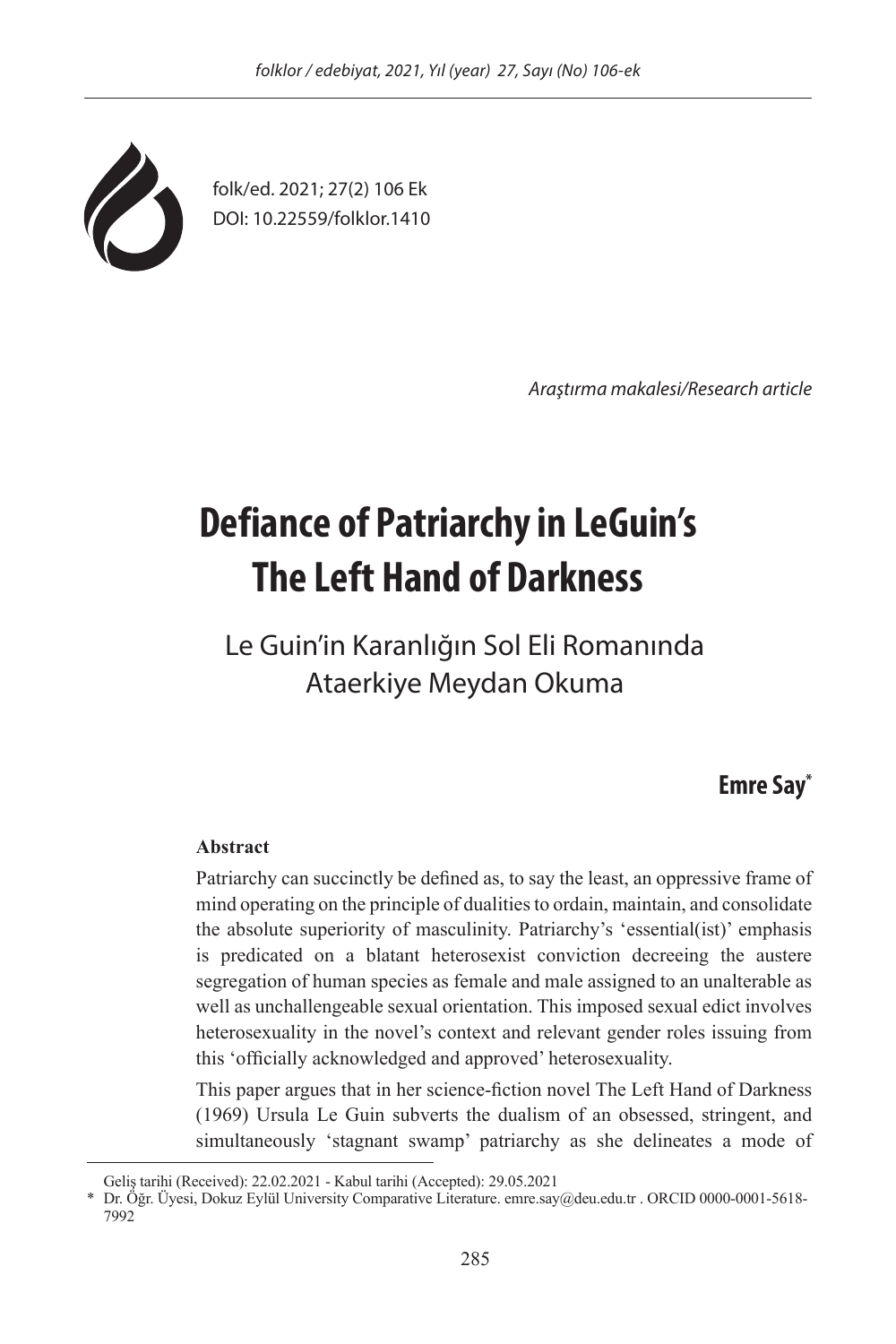folk/ed. 2021; 27(2) 106 Ek
DOI: 10.22559/folklor.1410

*Araştırma makalesi/Research article*

# Defiance of Patriarchy in LeGuin's The Left Hand of Darkness

## Le Guin'in Karanlığın Sol Eli Romanında Ataerkiye Meydan Okuma

**Emre Say***

**Abstract**

Patriarchy can succinctly be defined as, to say the least, an oppressive frame of mind operating on the principle of dualities to ordain, maintain, and consolidate the absolute superiority of masculinity. Patriarchy's 'essential(ist)' emphasis is predicated on a blatant heterosexist conviction decreeing the austere segregation of human species as female and male assigned to an unalterable as well as unchallengeable sexual orientation. This imposed sexual edict involves heterosexuality in the novel's context and relevant gender roles issuing from this 'officially acknowledged and approved' heterosexuality.

This paper argues that in her science-fiction novel The Left Hand of Darkness (1969) Ursula Le Guin subverts the dualism of an obsessed, stringent, and simultaneously 'stagnant swamp' patriarchy as she delineates a mode of

---

Geliş tarihi (Received): 22.02.2021 - Kabul tarihi (Accepted): 29.05.2021

\* Dr. Öğr. Üyesi, Dokuz Eylül University Comparative Literature. emre.say@deu.edu.tr . ORCID 0000-0001-5618-7992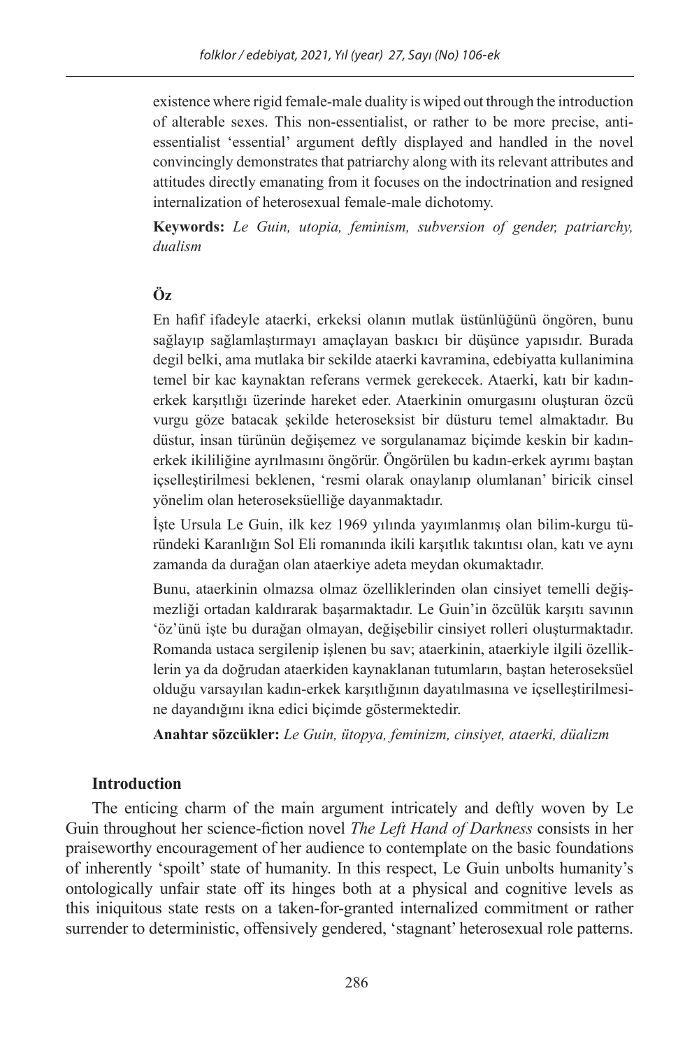existence where rigid female-male duality is wiped out through the introduction of alterable sexes. This non-essentialist, or rather to be more precise, anti-essentialist 'essential' argument deftly displayed and handled in the novel convincingly demonstrates that patriarchy along with its relevant attributes and attitudes directly emanating from it focuses on the indoctrination and resigned internalization of heterosexual female-male dichotomy.

**Keywords:** *Le Guin, utopia, feminism, subversion of gender, patriarchy, dualism*

## Öz

En hafif ifadeyle ataerki, erkeksi olanın mutlak üstünlüğünü öngören, bunu sağlayıp sağlamlaştırmayı amaçlayan baskıcı bir düşünce yapısıdır. Burada degil belki, ama mutlaka bir sekilde ataerki kavramina, edebiyatta kullanimina temel bir kac kaynaktan referans vermek gerekecek. Ataerki, katı bir kadın-erkek karşıtlığı üzerinde hareket eder. Ataerkinin omurgasını oluşturan özcü vurgu göze batacak şekilde heteroseksist bir düsturu temel almaktadır. Bu düstur, insan türünün değişemez ve sorgulanamaz biçimde keskin bir kadın-erkek ikililiğine ayrılmasını öngörür. Öngörülen bu kadın-erkek ayrımı baştan içselleştirilmesi beklenen, 'resmi olarak onaylanıp olumlanan' biricik cinsel yönelim olan heteroseksüelliğe dayanmaktadır.

İşte Ursula Le Guin, ilk kez 1969 yılında yayımlanmış olan bilim-kurgu türündeki Karanlığın Sol Eli romanında ikili karşıtlık takıntısı olan, katı ve aynı zamanda da durağan olan ataerkiye adeta meydan okumaktadır.

Bunu, ataerkinin olmazsa olmaz özelliklerinden olan cinsiyet temelli değişmezliği ortadan kaldırarak başarmaktadır. Le Guin'in özcülük karşıtı savının 'öz'ünü işte bu durağan olmayan, değişebilir cinsiyet rolleri oluşturmaktadır. Romanda ustaca sergilenip işlenen bu sav; ataerkinin, ataerkiyle ilgili özelliklerin ya da doğrudan ataerkiden kaynaklanan tutumların, baştan heteroseksüel olduğu varsayılan kadın-erkek karşıtlığının dayatılmasına ve içselleştirilmesine dayandığını ikna edici biçimde göstermektedir.

**Anahtar sözcükler:** *Le Guin, ütopya, feminizm, cinsiyet, ataerki, düalizm*

## Introduction

The enticing charm of the main argument intricately and deftly woven by Le Guin throughout her science-fiction novel *The Left Hand of Darkness* consists in her praiseworthy encouragement of her audience to contemplate on the basic foundations of inherently 'spoilt' state of humanity. In this respect, Le Guin unbolts humanity's ontologically unfair state off its hinges both at a physical and cognitive levels as this iniquitous state rests on a taken-for-granted internalized commitment or rather surrender to deterministic, offensively gendered, 'stagnant' heterosexual role patterns.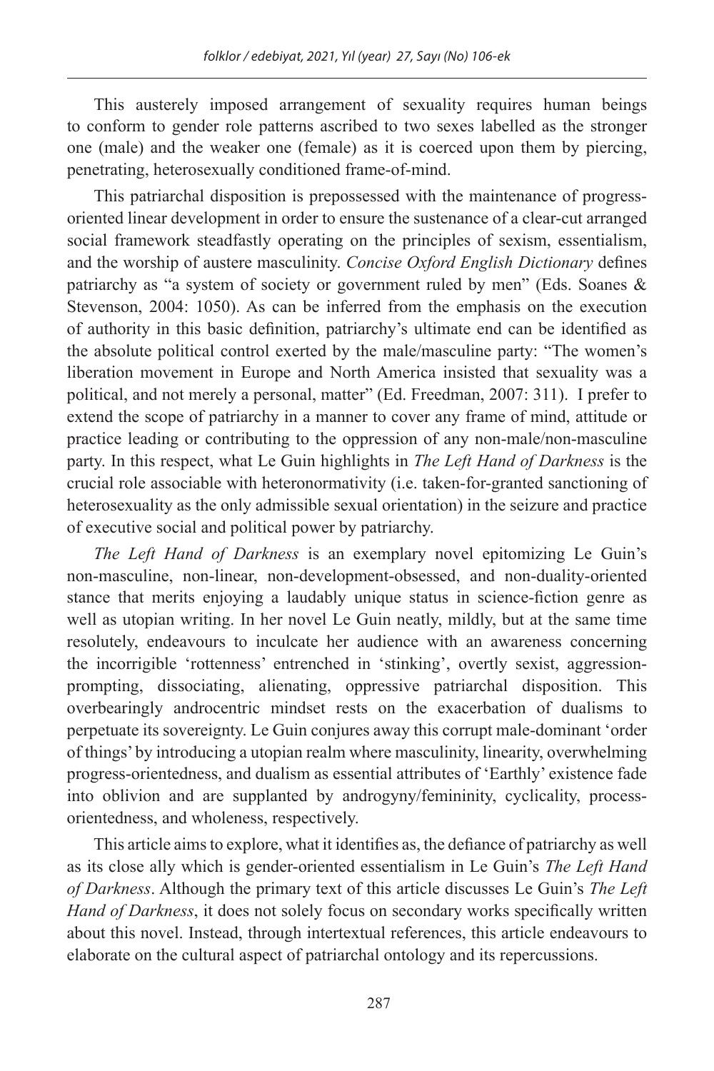This austerely imposed arrangement of sexuality requires human beings to conform to gender role patterns ascribed to two sexes labelled as the stronger one (male) and the weaker one (female) as it is coerced upon them by piercing, penetrating, heterosexually conditioned frame-of-mind.

This patriarchal disposition is prepossessed with the maintenance of progress-oriented linear development in order to ensure the sustenance of a clear-cut arranged social framework steadfastly operating on the principles of sexism, essentialism, and the worship of austere masculinity. *Concise Oxford English Dictionary* defines patriarchy as "a system of society or government ruled by men" (Eds. Soanes & Stevenson, 2004: 1050). As can be inferred from the emphasis on the execution of authority in this basic definition, patriarchy's ultimate end can be identified as the absolute political control exerted by the male/masculine party: "The women's liberation movement in Europe and North America insisted that sexuality was a political, and not merely a personal, matter" (Ed. Freedman, 2007: 311). I prefer to extend the scope of patriarchy in a manner to cover any frame of mind, attitude or practice leading or contributing to the oppression of any non-male/non-masculine party. In this respect, what Le Guin highlights in *The Left Hand of Darkness* is the crucial role associable with heteronormativity (i.e. taken-for-granted sanctioning of heterosexuality as the only admissible sexual orientation) in the seizure and practice of executive social and political power by patriarchy.

*The Left Hand of Darkness* is an exemplary novel epitomizing Le Guin's non-masculine, non-linear, non-development-obsessed, and non-duality-oriented stance that merits enjoying a laudably unique status in science-fiction genre as well as utopian writing. In her novel Le Guin neatly, mildly, but at the same time resolutely, endeavours to inculcate her audience with an awareness concerning the incorrigible 'rottenness' entrenched in 'stinking', overtly sexist, aggression-prompting, dissociating, alienating, oppressive patriarchal disposition. This overbearingly androcentric mindset rests on the exacerbation of dualisms to perpetuate its sovereignty. Le Guin conjures away this corrupt male-dominant 'order of things' by introducing a utopian realm where masculinity, linearity, overwhelming progress-orientedness, and dualism as essential attributes of 'Earthly' existence fade into oblivion and are supplanted by androgyny/femininity, cyclicality, process-orientedness, and wholeness, respectively.

This article aims to explore, what it identifies as, the defiance of patriarchy as well as its close ally which is gender-oriented essentialism in Le Guin's *The Left Hand of Darkness*. Although the primary text of this article discusses Le Guin's *The Left Hand of Darkness*, it does not solely focus on secondary works specifically written about this novel. Instead, through intertextual references, this article endeavours to elaborate on the cultural aspect of patriarchal ontology and its repercussions.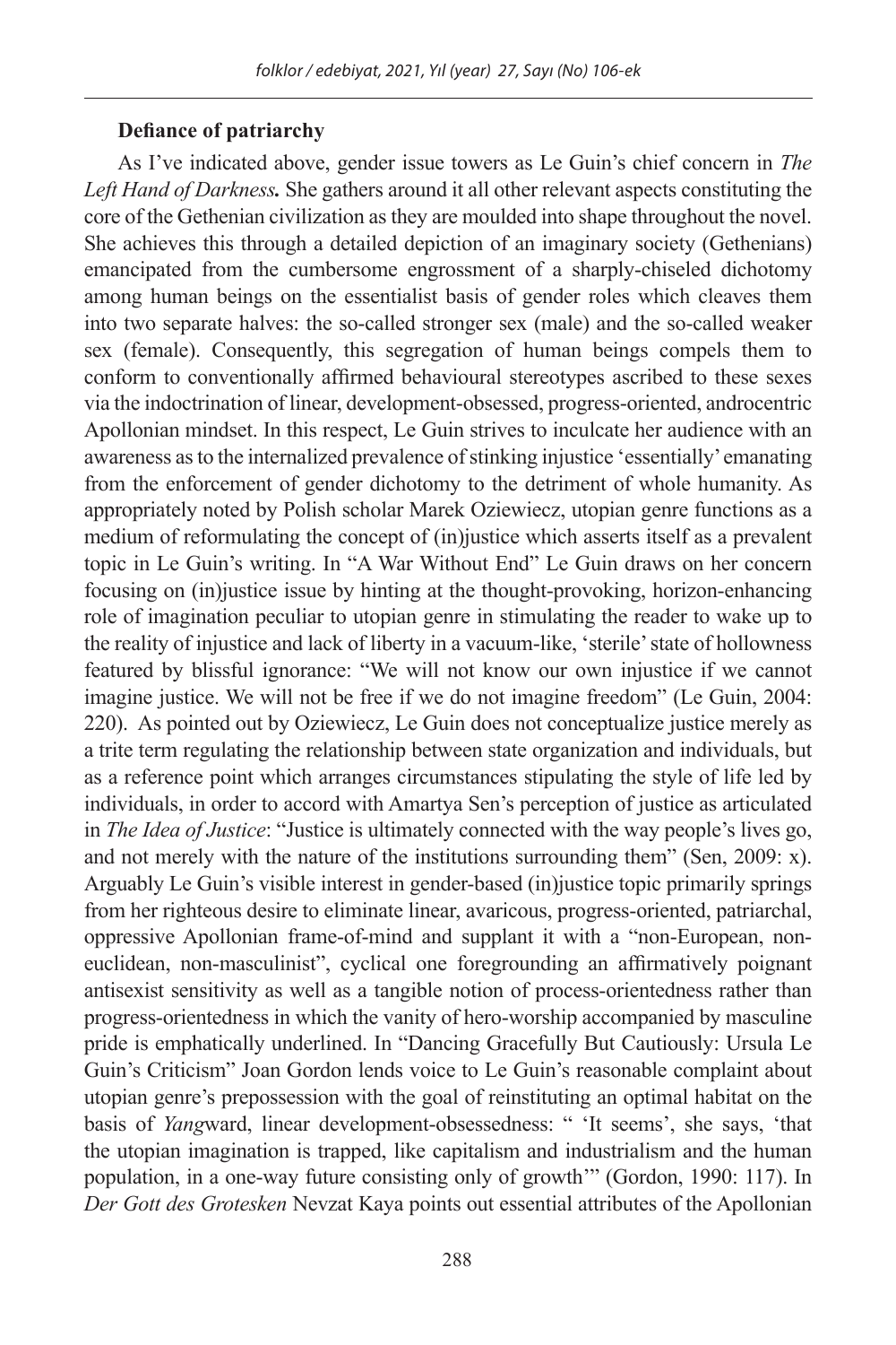**Defiance of patriarchy**

As I've indicated above, gender issue towers as Le Guin's chief concern in *The Left Hand of Darkness***.** She gathers around it all other relevant aspects constituting the core of the Gethenian civilization as they are moulded into shape throughout the novel. She achieves this through a detailed depiction of an imaginary society (Gethenians) emancipated from the cumbersome engrossment of a sharply-chiseled dichotomy among human beings on the essentialist basis of gender roles which cleaves them into two separate halves: the so-called stronger sex (male) and the so-called weaker sex (female). Consequently, this segregation of human beings compels them to conform to conventionally affirmed behavioural stereotypes ascribed to these sexes via the indoctrination of linear, development-obsessed, progress-oriented, androcentric Apollonian mindset. In this respect, Le Guin strives to inculcate her audience with an awareness as to the internalized prevalence of stinking injustice 'essentially' emanating from the enforcement of gender dichotomy to the detriment of whole humanity. As appropriately noted by Polish scholar Marek Oziewiecz, utopian genre functions as a medium of reformulating the concept of (in)justice which asserts itself as a prevalent topic in Le Guin's writing. In "A War Without End" Le Guin draws on her concern focusing on (in)justice issue by hinting at the thought-provoking, horizon-enhancing role of imagination peculiar to utopian genre in stimulating the reader to wake up to the reality of injustice and lack of liberty in a vacuum-like, 'sterile' state of hollowness featured by blissful ignorance: "We will not know our own injustice if we cannot imagine justice. We will not be free if we do not imagine freedom" (Le Guin, 2004: 220). As pointed out by Oziewiecz, Le Guin does not conceptualize justice merely as a trite term regulating the relationship between state organization and individuals, but as a reference point which arranges circumstances stipulating the style of life led by individuals, in order to accord with Amartya Sen's perception of justice as articulated in *The Idea of Justice*: "Justice is ultimately connected with the way people's lives go, and not merely with the nature of the institutions surrounding them" (Sen, 2009: x). Arguably Le Guin's visible interest in gender-based (in)justice topic primarily springs from her righteous desire to eliminate linear, avaricous, progress-oriented, patriarchal, oppressive Apollonian frame-of-mind and supplant it with a "non-European, non-euclidean, non-masculinist", cyclical one foregrounding an affirmatively poignant antisexist sensitivity as well as a tangible notion of process-orientedness rather than progress-orientedness in which the vanity of hero-worship accompanied by masculine pride is emphatically underlined. In "Dancing Gracefully But Cautiously: Ursula Le Guin's Criticism" Joan Gordon lends voice to Le Guin's reasonable complaint about utopian genre's prepossession with the goal of reinstituting an optimal habitat on the basis of *Yang*ward, linear development-obsessedness: " 'It seems', she says, 'that the utopian imagination is trapped, like capitalism and industrialism and the human population, in a one-way future consisting only of growth'" (Gordon, 1990: 117). In *Der Gott des Grotesken* Nevzat Kaya points out essential attributes of the Apollonian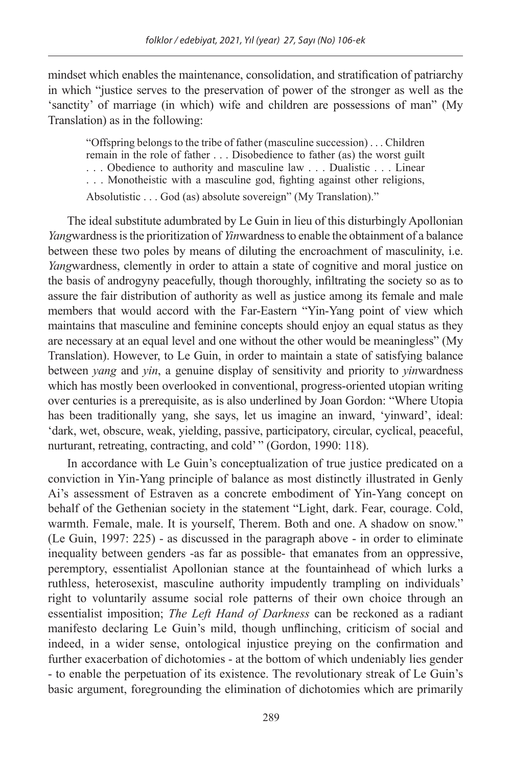mindset which enables the maintenance, consolidation, and stratification of patriarchy in which "justice serves to the preservation of power of the stronger as well as the 'sanctity' of marriage (in which) wife and children are possessions of man" (My Translation) as in the following:

> "Offspring belongs to the tribe of father (masculine succession) . . . Children remain in the role of father . . . Disobedience to father (as) the worst guilt . . . Obedience to authority and masculine law . . . Dualistic . . . Linear . . . Monotheistic with a masculine god, fighting against other religions, Absolutistic . . . God (as) absolute sovereign" (My Translation)."

The ideal substitute adumbrated by Le Guin in lieu of this disturbingly Apollonian *Yang*wardness is the prioritization of *Yin*wardness to enable the obtainment of a balance between these two poles by means of diluting the encroachment of masculinity, i.e. *Yang*wardness, clemently in order to attain a state of cognitive and moral justice on the basis of androgyny peacefully, though thoroughly, infiltrating the society so as to assure the fair distribution of authority as well as justice among its female and male members that would accord with the Far-Eastern "Yin-Yang point of view which maintains that masculine and feminine concepts should enjoy an equal status as they are necessary at an equal level and one without the other would be meaningless" (My Translation). However, to Le Guin, in order to maintain a state of satisfying balance between *yang* and *yin*, a genuine display of sensitivity and priority to *yin*wardness which has mostly been overlooked in conventional, progress-oriented utopian writing over centuries is a prerequisite, as is also underlined by Joan Gordon: "Where Utopia has been traditionally yang, she says, let us imagine an inward, 'yinward', ideal: 'dark, wet, obscure, weak, yielding, passive, participatory, circular, cyclical, peaceful, nurturant, retreating, contracting, and cold' " (Gordon, 1990: 118).

In accordance with Le Guin's conceptualization of true justice predicated on a conviction in Yin-Yang principle of balance as most distinctly illustrated in Genly Ai's assessment of Estraven as a concrete embodiment of Yin-Yang concept on behalf of the Gethenian society in the statement "Light, dark. Fear, courage. Cold, warmth. Female, male. It is yourself, Therem. Both and one. A shadow on snow." (Le Guin, 1997: 225) - as discussed in the paragraph above - in order to eliminate inequality between genders -as far as possible- that emanates from an oppressive, peremptory, essentialist Apollonian stance at the fountainhead of which lurks a ruthless, heterosexist, masculine authority impudently trampling on individuals' right to voluntarily assume social role patterns of their own choice through an essentialist imposition; *The Left Hand of Darkness* can be reckoned as a radiant manifesto declaring Le Guin's mild, though unflinching, criticism of social and indeed, in a wider sense, ontological injustice preying on the confirmation and further exacerbation of dichotomies - at the bottom of which undeniably lies gender - to enable the perpetuation of its existence. The revolutionary streak of Le Guin's basic argument, foregrounding the elimination of dichotomies which are primarily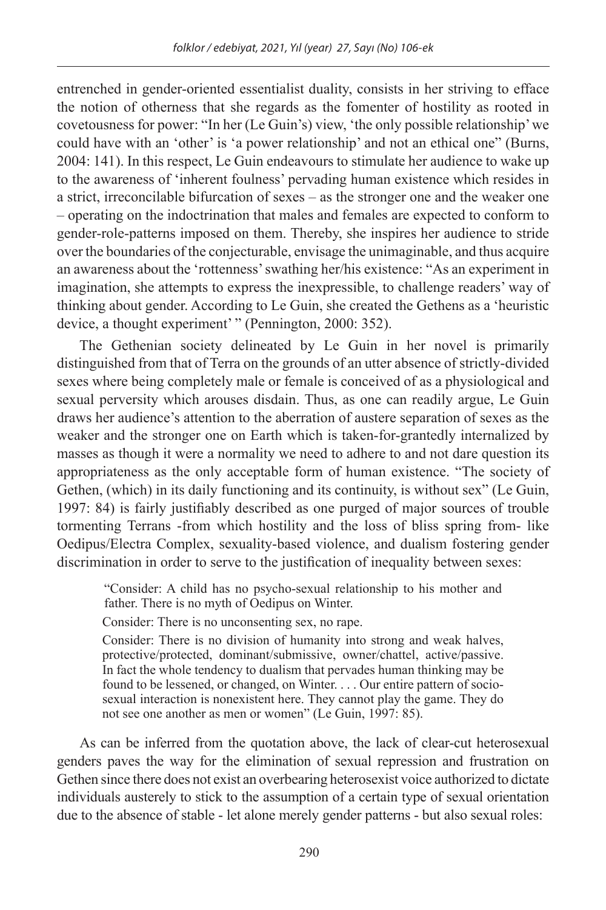entrenched in gender-oriented essentialist duality, consists in her striving to efface the notion of otherness that she regards as the fomenter of hostility as rooted in covetousness for power: "In her (Le Guin's) view, 'the only possible relationship' we could have with an 'other' is 'a power relationship' and not an ethical one" (Burns, 2004: 141). In this respect, Le Guin endeavours to stimulate her audience to wake up to the awareness of 'inherent foulness' pervading human existence which resides in a strict, irreconcilable bifurcation of sexes – as the stronger one and the weaker one – operating on the indoctrination that males and females are expected to conform to gender-role-patterns imposed on them. Thereby, she inspires her audience to stride over the boundaries of the conjecturable, envisage the unimaginable, and thus acquire an awareness about the 'rottenness' swathing her/his existence: "As an experiment in imagination, she attempts to express the inexpressible, to challenge readers' way of thinking about gender. According to Le Guin, she created the Gethens as a 'heuristic device, a thought experiment' " (Pennington, 2000: 352).

The Gethenian society delineated by Le Guin in her novel is primarily distinguished from that of Terra on the grounds of an utter absence of strictly-divided sexes where being completely male or female is conceived of as a physiological and sexual perversity which arouses disdain. Thus, as one can readily argue, Le Guin draws her audience's attention to the aberration of austere separation of sexes as the weaker and the stronger one on Earth which is taken-for-grantedly internalized by masses as though it were a normality we need to adhere to and not dare question its appropriateness as the only acceptable form of human existence. "The society of Gethen, (which) in its daily functioning and its continuity, is without sex" (Le Guin, 1997: 84) is fairly justifiably described as one purged of major sources of trouble tormenting Terrans -from which hostility and the loss of bliss spring from- like Oedipus/Electra Complex, sexuality-based violence, and dualism fostering gender discrimination in order to serve to the justification of inequality between sexes:

> "Consider: A child has no psycho-sexual relationship to his mother and father. There is no myth of Oedipus on Winter.
>
> Consider: There is no unconsenting sex, no rape.
>
> Consider: There is no division of humanity into strong and weak halves, protective/protected, dominant/submissive, owner/chattel, active/passive. In fact the whole tendency to dualism that pervades human thinking may be found to be lessened, or changed, on Winter. . . . Our entire pattern of socio-sexual interaction is nonexistent here. They cannot play the game. They do not see one another as men or women" (Le Guin, 1997: 85).

As can be inferred from the quotation above, the lack of clear-cut heterosexual genders paves the way for the elimination of sexual repression and frustration on Gethen since there does not exist an overbearing heterosexist voice authorized to dictate individuals austerely to stick to the assumption of a certain type of sexual orientation due to the absence of stable - let alone merely gender patterns - but also sexual roles: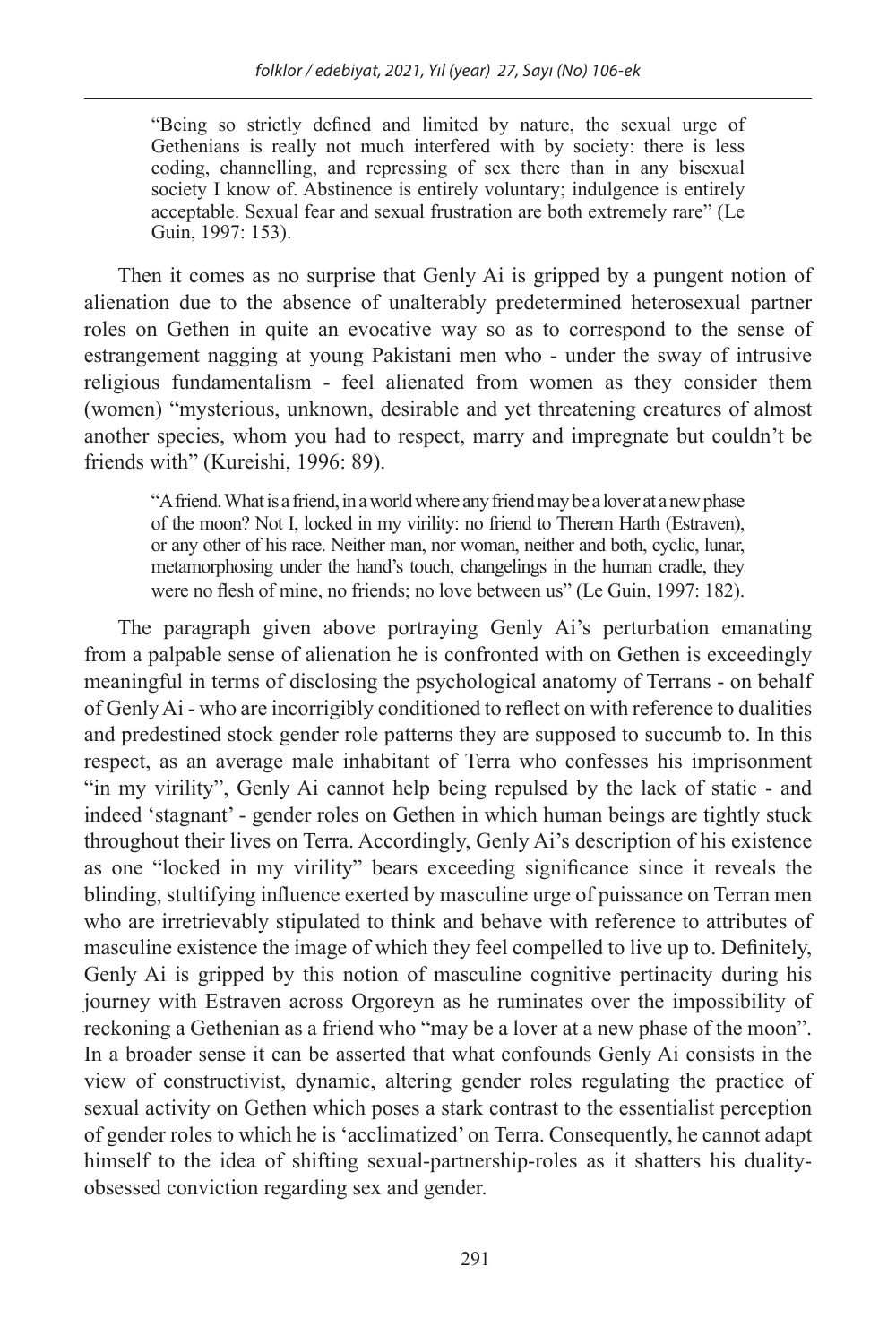> "Being so strictly defined and limited by nature, the sexual urge of Gethenians is really not much interfered with by society: there is less coding, channelling, and repressing of sex there than in any bisexual society I know of. Abstinence is entirely voluntary; indulgence is entirely acceptable. Sexual fear and sexual frustration are both extremely rare" (Le Guin, 1997: 153).

Then it comes as no surprise that Genly Ai is gripped by a pungent notion of alienation due to the absence of unalterably predetermined heterosexual partner roles on Gethen in quite an evocative way so as to correspond to the sense of estrangement nagging at young Pakistani men who - under the sway of intrusive religious fundamentalism - feel alienated from women as they consider them (women) "mysterious, unknown, desirable and yet threatening creatures of almost another species, whom you had to respect, marry and impregnate but couldn't be friends with" (Kureishi, 1996: 89).

> "A friend. What is a friend, in a world where any friend may be a lover at a new phase of the moon? Not I, locked in my virility: no friend to Therem Harth (Estraven), or any other of his race. Neither man, nor woman, neither and both, cyclic, lunar, metamorphosing under the hand's touch, changelings in the human cradle, they were no flesh of mine, no friends; no love between us" (Le Guin, 1997: 182).

The paragraph given above portraying Genly Ai's perturbation emanating from a palpable sense of alienation he is confronted with on Gethen is exceedingly meaningful in terms of disclosing the psychological anatomy of Terrans - on behalf of Genly Ai - who are incorrigibly conditioned to reflect on with reference to dualities and predestined stock gender role patterns they are supposed to succumb to. In this respect, as an average male inhabitant of Terra who confesses his imprisonment "in my virility", Genly Ai cannot help being repulsed by the lack of static - and indeed 'stagnant' - gender roles on Gethen in which human beings are tightly stuck throughout their lives on Terra. Accordingly, Genly Ai's description of his existence as one "locked in my virility" bears exceeding significance since it reveals the blinding, stultifying influence exerted by masculine urge of puissance on Terran men who are irretrievably stipulated to think and behave with reference to attributes of masculine existence the image of which they feel compelled to live up to. Definitely, Genly Ai is gripped by this notion of masculine cognitive pertinacity during his journey with Estraven across Orgoreyn as he ruminates over the impossibility of reckoning a Gethenian as a friend who "may be a lover at a new phase of the moon". In a broader sense it can be asserted that what confounds Genly Ai consists in the view of constructivist, dynamic, altering gender roles regulating the practice of sexual activity on Gethen which poses a stark contrast to the essentialist perception of gender roles to which he is 'acclimatized' on Terra. Consequently, he cannot adapt himself to the idea of shifting sexual-partnership-roles as it shatters his duality-obsessed conviction regarding sex and gender.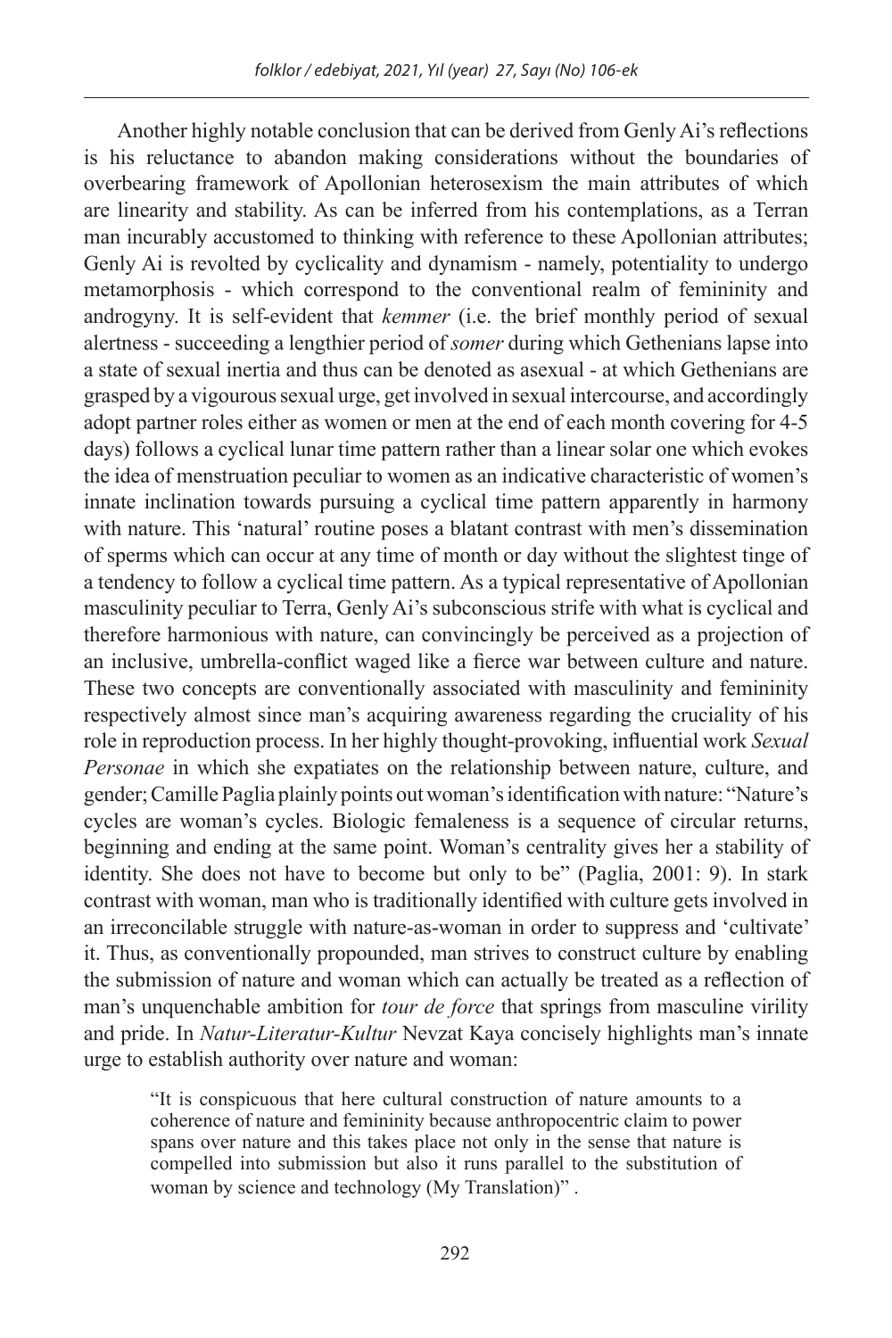Another highly notable conclusion that can be derived from Genly Ai's reflections is his reluctance to abandon making considerations without the boundaries of overbearing framework of Apollonian heterosexism the main attributes of which are linearity and stability. As can be inferred from his contemplations, as a Terran man incurably accustomed to thinking with reference to these Apollonian attributes; Genly Ai is revolted by cyclicality and dynamism - namely, potentiality to undergo metamorphosis - which correspond to the conventional realm of femininity and androgyny. It is self-evident that *kemmer* (i.e. the brief monthly period of sexual alertness - succeeding a lengthier period of *somer* during which Gethenians lapse into a state of sexual inertia and thus can be denoted as asexual - at which Gethenians are grasped by a vigourous sexual urge, get involved in sexual intercourse, and accordingly adopt partner roles either as women or men at the end of each month covering for 4-5 days) follows a cyclical lunar time pattern rather than a linear solar one which evokes the idea of menstruation peculiar to women as an indicative characteristic of women's innate inclination towards pursuing a cyclical time pattern apparently in harmony with nature. This 'natural' routine poses a blatant contrast with men's dissemination of sperms which can occur at any time of month or day without the slightest tinge of a tendency to follow a cyclical time pattern. As a typical representative of Apollonian masculinity peculiar to Terra, Genly Ai's subconscious strife with what is cyclical and therefore harmonious with nature, can convincingly be perceived as a projection of an inclusive, umbrella-conflict waged like a fierce war between culture and nature. These two concepts are conventionally associated with masculinity and femininity respectively almost since man's acquiring awareness regarding the cruciality of his role in reproduction process. In her highly thought-provoking, influential work *Sexual Personae* in which she expatiates on the relationship between nature, culture, and gender; Camille Paglia plainly points out woman's identification with nature: "Nature's cycles are woman's cycles. Biologic femaleness is a sequence of circular returns, beginning and ending at the same point. Woman's centrality gives her a stability of identity. She does not have to become but only to be" (Paglia, 2001: 9). In stark contrast with woman, man who is traditionally identified with culture gets involved in an irreconcilable struggle with nature-as-woman in order to suppress and 'cultivate' it. Thus, as conventionally propounded, man strives to construct culture by enabling the submission of nature and woman which can actually be treated as a reflection of man's unquenchable ambition for *tour de force* that springs from masculine virility and pride. In *Natur-Literatur-Kultur* Nevzat Kaya concisely highlights man's innate urge to establish authority over nature and woman:

> "It is conspicuous that here cultural construction of nature amounts to a coherence of nature and femininity because anthropocentric claim to power spans over nature and this takes place not only in the sense that nature is compelled into submission but also it runs parallel to the substitution of woman by science and technology (My Translation)" .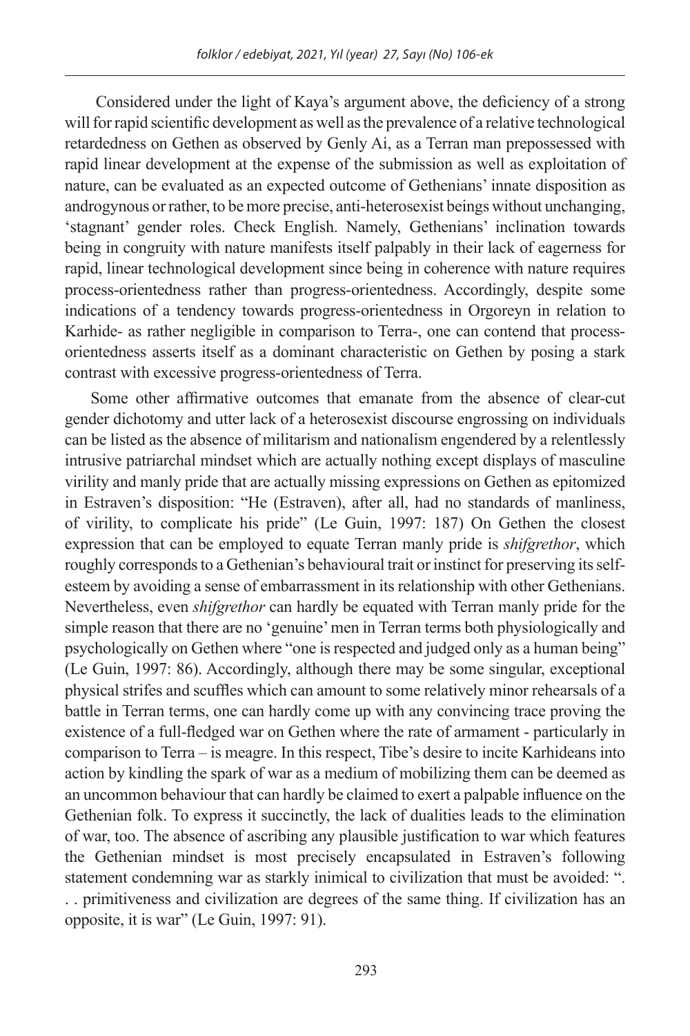Considered under the light of Kaya's argument above, the deficiency of a strong will for rapid scientific development as well as the prevalence of a relative technological retardedness on Gethen as observed by Genly Ai, as a Terran man prepossessed with rapid linear development at the expense of the submission as well as exploitation of nature, can be evaluated as an expected outcome of Gethenians' innate disposition as androgynous or rather, to be more precise, anti-heterosexist beings without unchanging, 'stagnant' gender roles. Check English. Namely, Gethenians' inclination towards being in congruity with nature manifests itself palpably in their lack of eagerness for rapid, linear technological development since being in coherence with nature requires process-orientedness rather than progress-orientedness. Accordingly, despite some indications of a tendency towards progress-orientedness in Orgoreyn in relation to Karhide- as rather negligible in comparison to Terra-, one can contend that process-orientedness asserts itself as a dominant characteristic on Gethen by posing a stark contrast with excessive progress-orientedness of Terra.

Some other affirmative outcomes that emanate from the absence of clear-cut gender dichotomy and utter lack of a heterosexist discourse engrossing on individuals can be listed as the absence of militarism and nationalism engendered by a relentlessly intrusive patriarchal mindset which are actually nothing except displays of masculine virility and manly pride that are actually missing expressions on Gethen as epitomized in Estraven's disposition: "He (Estraven), after all, had no standards of manliness, of virility, to complicate his pride" (Le Guin, 1997: 187) On Gethen the closest expression that can be employed to equate Terran manly pride is *shifgrethor*, which roughly corresponds to a Gethenian's behavioural trait or instinct for preserving its self-esteem by avoiding a sense of embarrassment in its relationship with other Gethenians. Nevertheless, even *shifgrethor* can hardly be equated with Terran manly pride for the simple reason that there are no 'genuine' men in Terran terms both physiologically and psychologically on Gethen where "one is respected and judged only as a human being" (Le Guin, 1997: 86). Accordingly, although there may be some singular, exceptional physical strifes and scuffles which can amount to some relatively minor rehearsals of a battle in Terran terms, one can hardly come up with any convincing trace proving the existence of a full-fledged war on Gethen where the rate of armament - particularly in comparison to Terra – is meagre. In this respect, Tibe's desire to incite Karhideans into action by kindling the spark of war as a medium of mobilizing them can be deemed as an uncommon behaviour that can hardly be claimed to exert a palpable influence on the Gethenian folk. To express it succinctly, the lack of dualities leads to the elimination of war, too. The absence of ascribing any plausible justification to war which features the Gethenian mindset is most precisely encapsulated in Estraven's following statement condemning war as starkly inimical to civilization that must be avoided: ". . . primitiveness and civilization are degrees of the same thing. If civilization has an opposite, it is war" (Le Guin, 1997: 91).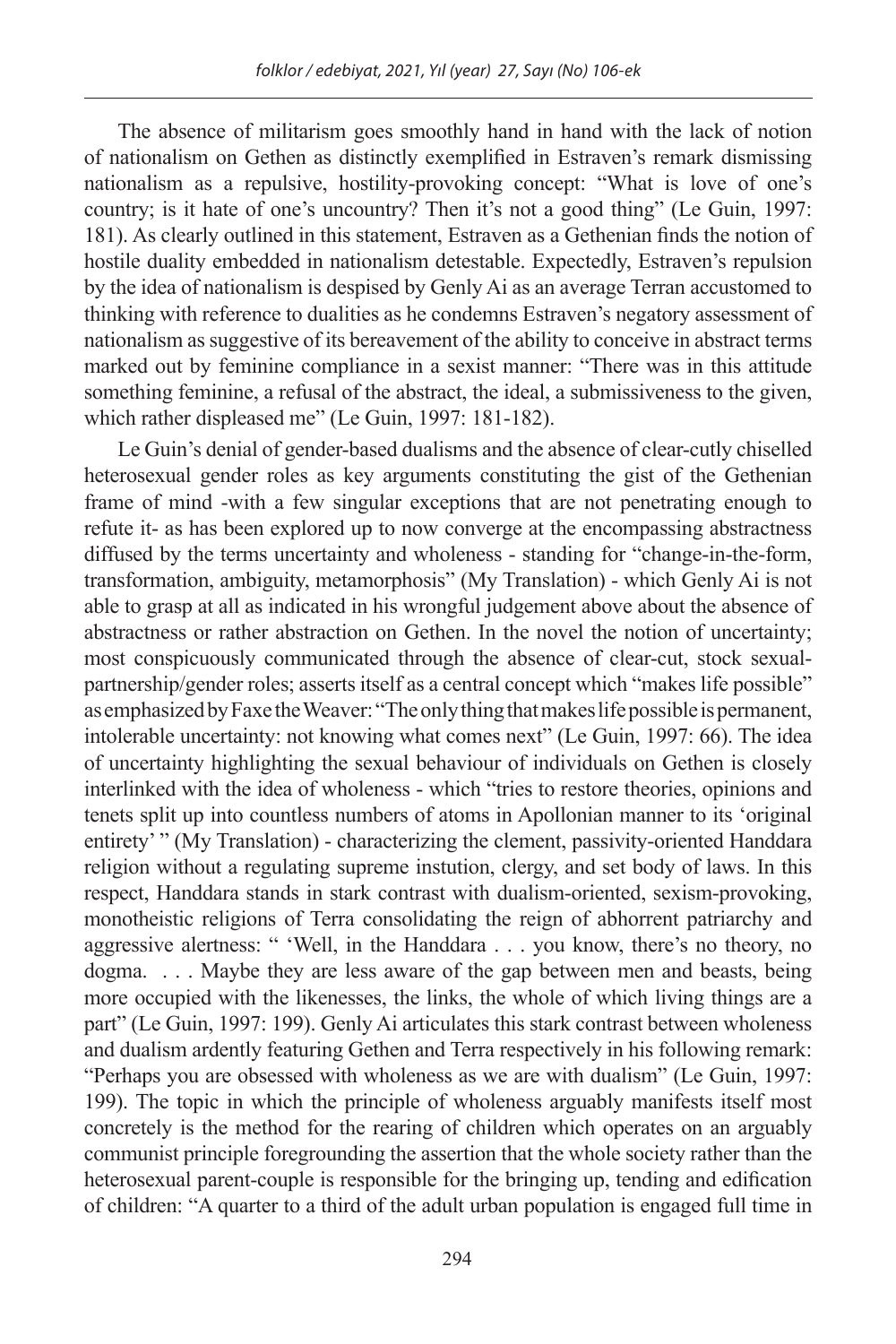The absence of militarism goes smoothly hand in hand with the lack of notion of nationalism on Gethen as distinctly exemplified in Estraven's remark dismissing nationalism as a repulsive, hostility-provoking concept: "What is love of one's country; is it hate of one's uncountry? Then it's not a good thing" (Le Guin, 1997: 181). As clearly outlined in this statement, Estraven as a Gethenian finds the notion of hostile duality embedded in nationalism detestable. Expectedly, Estraven's repulsion by the idea of nationalism is despised by Genly Ai as an average Terran accustomed to thinking with reference to dualities as he condemns Estraven's negatory assessment of nationalism as suggestive of its bereavement of the ability to conceive in abstract terms marked out by feminine compliance in a sexist manner: "There was in this attitude something feminine, a refusal of the abstract, the ideal, a submissiveness to the given, which rather displeased me" (Le Guin, 1997: 181-182).

Le Guin's denial of gender-based dualisms and the absence of clear-cutly chiselled heterosexual gender roles as key arguments constituting the gist of the Gethenian frame of mind -with a few singular exceptions that are not penetrating enough to refute it- as has been explored up to now converge at the encompassing abstractness diffused by the terms uncertainty and wholeness - standing for "change-in-the-form, transformation, ambiguity, metamorphosis" (My Translation) - which Genly Ai is not able to grasp at all as indicated in his wrongful judgement above about the absence of abstractness or rather abstraction on Gethen. In the novel the notion of uncertainty; most conspicuously communicated through the absence of clear-cut, stock sexual-partnership/gender roles; asserts itself as a central concept which "makes life possible" as emphasized by Faxe the Weaver: "The only thing that makes life possible is permanent, intolerable uncertainty: not knowing what comes next" (Le Guin, 1997: 66). The idea of uncertainty highlighting the sexual behaviour of individuals on Gethen is closely interlinked with the idea of wholeness - which "tries to restore theories, opinions and tenets split up into countless numbers of atoms in Apollonian manner to its 'original entirety' " (My Translation) - characterizing the clement, passivity-oriented Handdara religion without a regulating supreme instution, clergy, and set body of laws. In this respect, Handdara stands in stark contrast with dualism-oriented, sexism-provoking, monotheistic religions of Terra consolidating the reign of abhorrent patriarchy and aggressive alertness: " 'Well, in the Handdara . . . you know, there's no theory, no dogma. . . . Maybe they are less aware of the gap between men and beasts, being more occupied with the likenesses, the links, the whole of which living things are a part" (Le Guin, 1997: 199). Genly Ai articulates this stark contrast between wholeness and dualism ardently featuring Gethen and Terra respectively in his following remark: "Perhaps you are obsessed with wholeness as we are with dualism" (Le Guin, 1997: 199). The topic in which the principle of wholeness arguably manifests itself most concretely is the method for the rearing of children which operates on an arguably communist principle foregrounding the assertion that the whole society rather than the heterosexual parent-couple is responsible for the bringing up, tending and edification of children: "A quarter to a third of the adult urban population is engaged full time in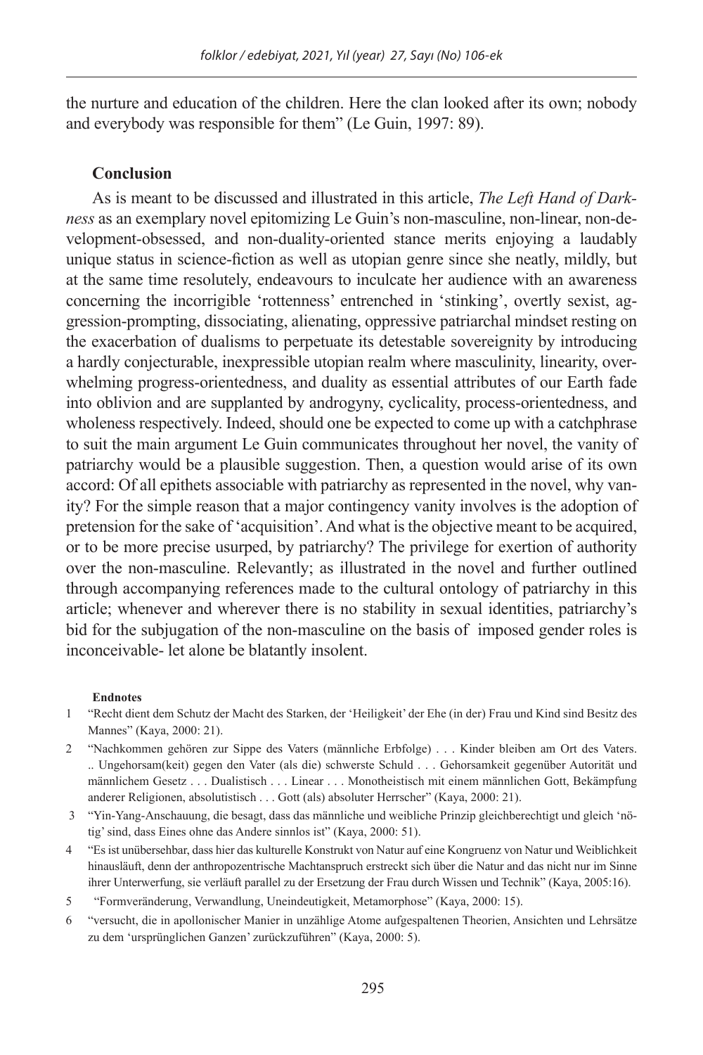the nurture and education of the children. Here the clan looked after its own; nobody and everybody was responsible for them" (Le Guin, 1997: 89).

## Conclusion

As is meant to be discussed and illustrated in this article, *The Left Hand of Darkness* as an exemplary novel epitomizing Le Guin's non-masculine, non-linear, non-development-obsessed, and non-duality-oriented stance merits enjoying a laudably unique status in science-fiction as well as utopian genre since she neatly, mildly, but at the same time resolutely, endeavours to inculcate her audience with an awareness concerning the incorrigible 'rottenness' entrenched in 'stinking', overtly sexist, aggression-prompting, dissociating, alienating, oppressive patriarchal mindset resting on the exacerbation of dualisms to perpetuate its detestable sovereignity by introducing a hardly conjecturable, inexpressible utopian realm where masculinity, linearity, overwhelming progress-orientedness, and duality as essential attributes of our Earth fade into oblivion and are supplanted by androgyny, cyclicality, process-orientedness, and wholeness respectively. Indeed, should one be expected to come up with a catchphrase to suit the main argument Le Guin communicates throughout her novel, the vanity of patriarchy would be a plausible suggestion. Then, a question would arise of its own accord: Of all epithets associable with patriarchy as represented in the novel, why vanity? For the simple reason that a major contingency vanity involves is the adoption of pretension for the sake of 'acquisition'. And what is the objective meant to be acquired, or to be more precise usurped, by patriarchy? The privilege for exertion of authority over the non-masculine. Relevantly; as illustrated in the novel and further outlined through accompanying references made to the cultural ontology of patriarchy in this article; whenever and wherever there is no stability in sexual identities, patriarchy's bid for the subjugation of the non-masculine on the basis of imposed gender roles is inconceivable- let alone be blatantly insolent.

**Endnotes**

1 "Recht dient dem Schutz der Macht des Starken, der 'Heiligkeit' der Ehe (in der) Frau und Kind sind Besitz des Mannes" (Kaya, 2000: 21).

2 "Nachkommen gehören zur Sippe des Vaters (männliche Erbfolge) . . . Kinder bleiben am Ort des Vaters. .. Ungehorsam(keit) gegen den Vater (als die) schwerste Schuld . . . Gehorsamkeit gegenüber Autorität und männlichem Gesetz . . . Dualistisch . . . Linear . . . Monotheistisch mit einem männlichen Gott, Bekämpfung anderer Religionen, absolutistisch . . . Gott (als) absoluter Herrscher" (Kaya, 2000: 21).

3 "Yin-Yang-Anschauung, die besagt, dass das männliche und weibliche Prinzip gleichberechtigt und gleich 'nötig' sind, dass Eines ohne das Andere sinnlos ist" (Kaya, 2000: 51).

4 "Es ist unübersehbar, dass hier das kulturelle Konstrukt von Natur auf eine Kongruenz von Natur und Weiblichkeit hinausläuft, denn der anthropozentrische Machtanspruch erstreckt sich über die Natur and das nicht nur im Sinne ihrer Unterwerfung, sie verläuft parallel zu der Ersetzung der Frau durch Wissen und Technik" (Kaya, 2005:16).

5 "Formveränderung, Verwandlung, Uneindeutigkeit, Metamorphose" (Kaya, 2000: 15).

6 "versucht, die in apollonischer Manier in unzählige Atome aufgespaltenen Theorien, Ansichten und Lehrsätze zu dem 'ursprünglichen Ganzen' zurückzuführen" (Kaya, 2000: 5).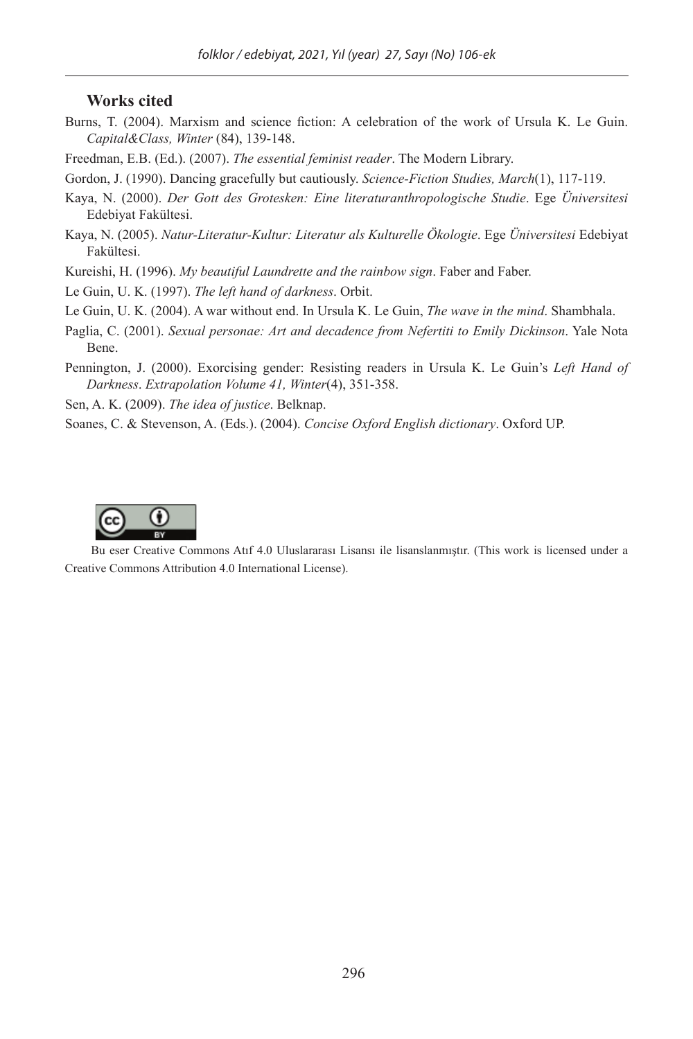## Works cited

Burns, T. (2004). Marxism and science fiction: A celebration of the work of Ursula K. Le Guin. *Capital&Class, Winter* (84), 139-148.

Freedman, E.B. (Ed.). (2007). *The essential feminist reader*. The Modern Library.

Gordon, J. (1990). Dancing gracefully but cautiously. *Science-Fiction Studies, March*(1), 117-119.

Kaya, N. (2000). *Der Gott des Grotesken: Eine literaturanthropologische Studie*. Ege *Üniversitesi* Edebiyat Fakültesi.

Kaya, N. (2005). *Natur-Literatur-Kultur: Literatur als Kulturelle Ökologie*. Ege *Üniversitesi* Edebiyat Fakültesi.

Kureishi, H. (1996). *My beautiful Laundrette and the rainbow sign*. Faber and Faber.

Le Guin, U. K. (1997). *The left hand of darkness*. Orbit.

Le Guin, U. K. (2004). A war without end. In Ursula K. Le Guin, *The wave in the mind*. Shambhala.

Paglia, C. (2001). *Sexual personae: Art and decadence from Nefertiti to Emily Dickinson*. Yale Nota Bene.

Pennington, J. (2000). Exorcising gender: Resisting readers in Ursula K. Le Guin's *Left Hand of Darkness*. *Extrapolation Volume 41, Winter*(4), 351-358.

Sen, A. K. (2009). *The idea of justice*. Belknap.

Soanes, C. & Stevenson, A. (Eds.). (2004). *Concise Oxford English dictionary*. Oxford UP.

Bu eser Creative Commons Atıf 4.0 Uluslararası Lisansı ile lisanslanmıştır. (This work is licensed under a Creative Commons Attribution 4.0 International License).